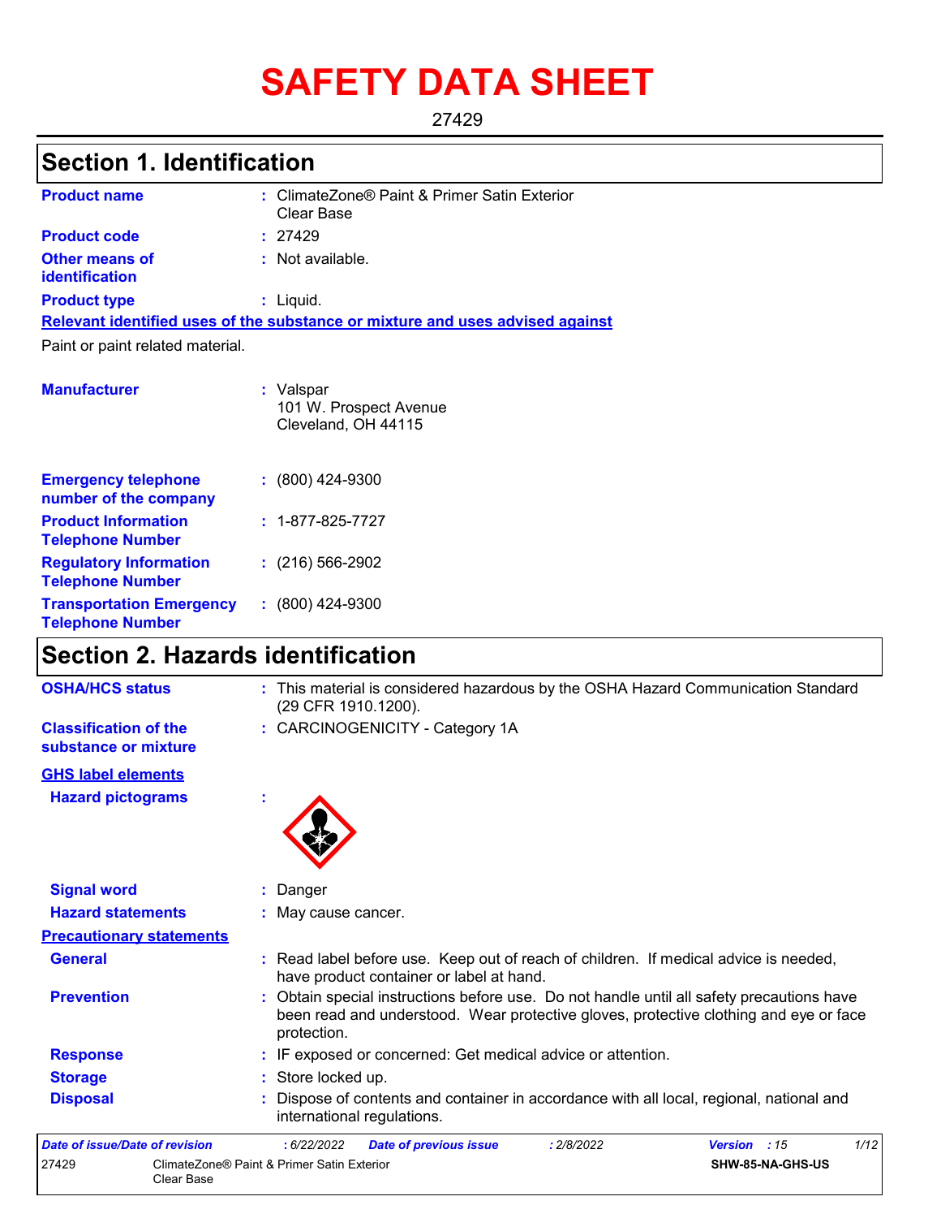# SAFETY DATA SHEET

27429

## Section 1. Identification

**Product name** : ClimateZone® Paint & Primer Satin Exterior Clear Base

**Product code** : 27429

**Other means of identification** : Not available.

**Product type** : Liquid.

**Relevant identified uses of the substance or mixture and uses advised against**

Paint or paint related material.

**Manufacturer** : Valspar
101 W. Prospect Avenue
Cleveland, OH 44115

**Emergency telephone number of the company** : (800) 424-9300

**Product Information Telephone Number** : 1-877-825-7727

**Regulatory Information Telephone Number** : (216) 566-2902

**Transportation Emergency Telephone Number** : (800) 424-9300

## Section 2. Hazards identification

**OSHA/HCS status** : This material is considered hazardous by the OSHA Hazard Communication Standard (29 CFR 1910.1200).

**Classification of the substance or mixture** : CARCINOGENICITY - Category 1A

**GHS label elements**

**Hazard pictograms** :

**Signal word** : Danger

**Hazard statements** : May cause cancer.

**Precautionary statements**

**General** : Read label before use. Keep out of reach of children. If medical advice is needed, have product container or label at hand.

**Prevention** : Obtain special instructions before use. Do not handle until all safety precautions have been read and understood. Wear protective gloves, protective clothing and eye or face protection.

**Response** : IF exposed or concerned: Get medical advice or attention.

**Storage** : Store locked up.

**Disposal** : Dispose of contents and container in accordance with all local, regional, national and international regulations.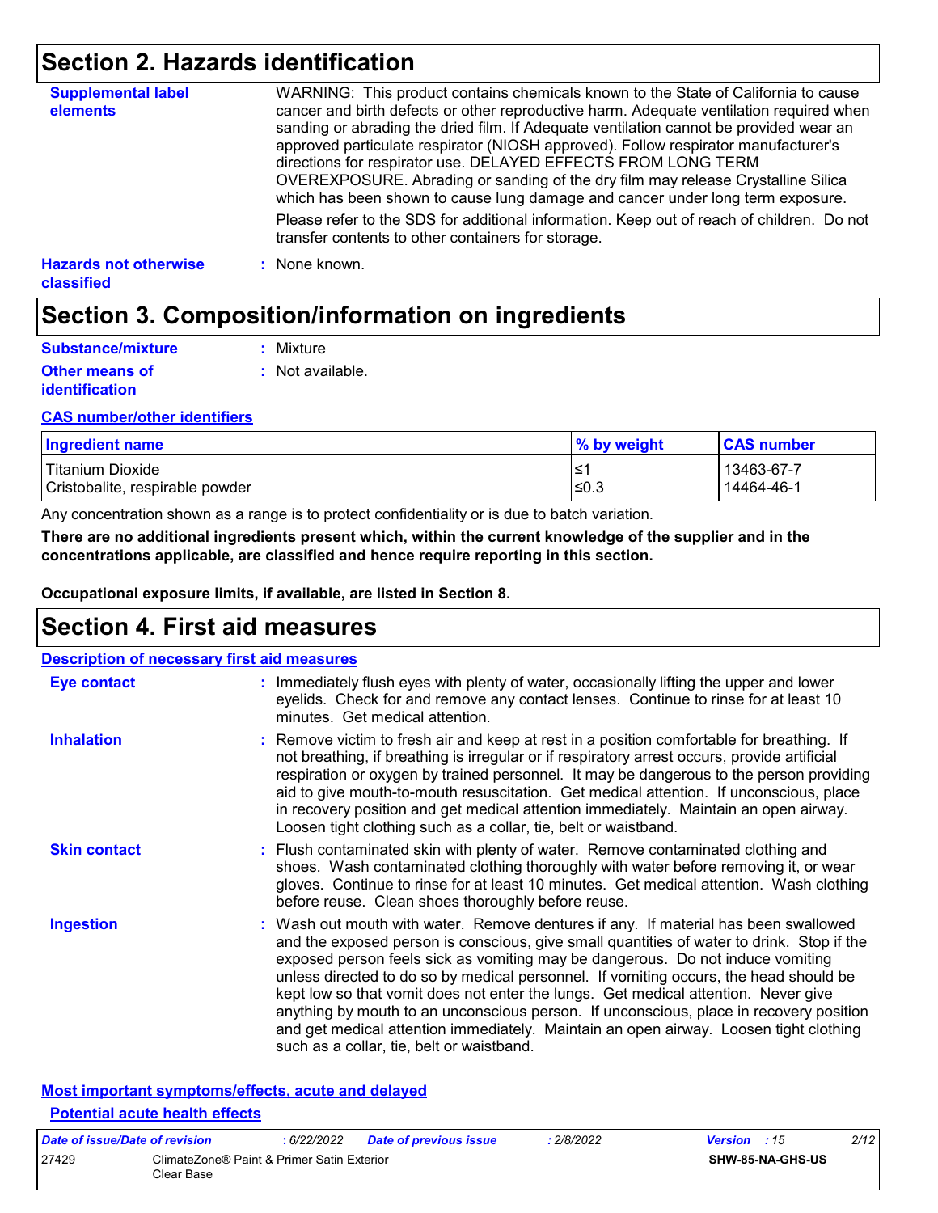## Section 2. Hazards identification

**Supplemental label elements**
: WARNING: This product contains chemicals known to the State of California to cause cancer and birth defects or other reproductive harm. Adequate ventilation required when sanding or abrading the dried film. If Adequate ventilation cannot be provided wear an approved particulate respirator (NIOSH approved). Follow respirator manufacturer's directions for respirator use. DELAYED EFFECTS FROM LONG TERM OVEREXPOSURE. Abrading or sanding of the dry film may release Crystalline Silica which has been shown to cause lung damage and cancer under long term exposure.

Please refer to the SDS for additional information. Keep out of reach of children. Do not transfer contents to other containers for storage.

**Hazards not otherwise classified** : None known.

## Section 3. Composition/information on ingredients

**Substance/mixture** : Mixture

**Other means of identification** : Not available.

**CAS number/other identifiers**

| Ingredient name | % by weight | CAS number |
|---|---|---|
| Titanium Dioxide | ≤1 | 13463-67-7 |
| Cristobalite, respirable powder | ≤0.3 | 14464-46-1 |

Any concentration shown as a range is to protect confidentiality or is due to batch variation.

**There are no additional ingredients present which, within the current knowledge of the supplier and in the concentrations applicable, are classified and hence require reporting in this section.**

**Occupational exposure limits, if available, are listed in Section 8.**

## Section 4. First aid measures

**Description of necessary first aid measures**

**Eye contact** : Immediately flush eyes with plenty of water, occasionally lifting the upper and lower eyelids. Check for and remove any contact lenses. Continue to rinse for at least 10 minutes. Get medical attention.

**Inhalation** : Remove victim to fresh air and keep at rest in a position comfortable for breathing. If not breathing, if breathing is irregular or if respiratory arrest occurs, provide artificial respiration or oxygen by trained personnel. It may be dangerous to the person providing aid to give mouth-to-mouth resuscitation. Get medical attention. If unconscious, place in recovery position and get medical attention immediately. Maintain an open airway. Loosen tight clothing such as a collar, tie, belt or waistband.

**Skin contact** : Flush contaminated skin with plenty of water. Remove contaminated clothing and shoes. Wash contaminated clothing thoroughly with water before removing it, or wear gloves. Continue to rinse for at least 10 minutes. Get medical attention. Wash clothing before reuse. Clean shoes thoroughly before reuse.

**Ingestion** : Wash out mouth with water. Remove dentures if any. If material has been swallowed and the exposed person is conscious, give small quantities of water to drink. Stop if the exposed person feels sick as vomiting may be dangerous. Do not induce vomiting unless directed to do so by medical personnel. If vomiting occurs, the head should be kept low so that vomit does not enter the lungs. Get medical attention. Never give anything by mouth to an unconscious person. If unconscious, place in recovery position and get medical attention immediately. Maintain an open airway. Loosen tight clothing such as a collar, tie, belt or waistband.

**Most important symptoms/effects, acute and delayed**

**Potential acute health effects**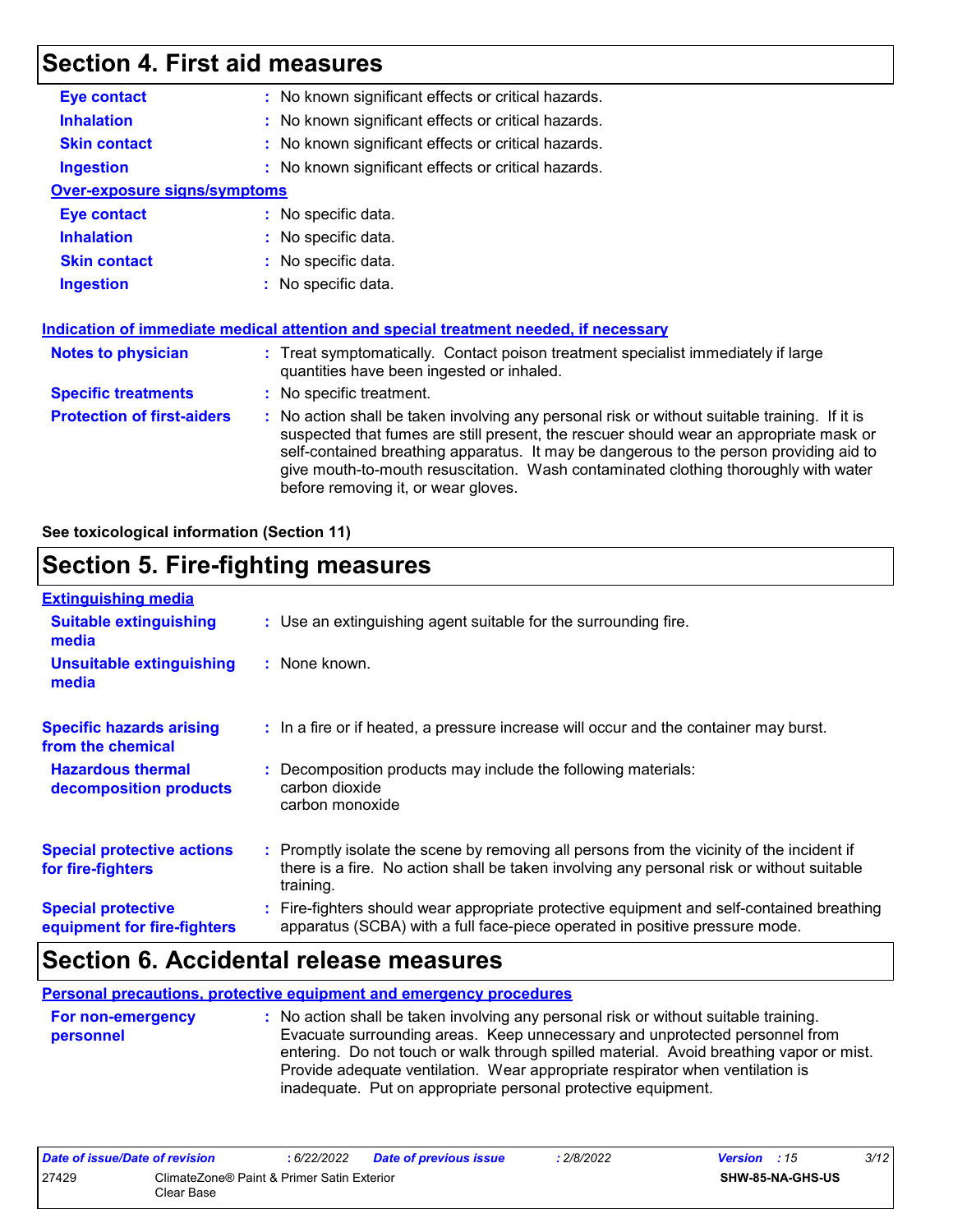## Section 4. First aid measures

**Eye contact** : No known significant effects or critical hazards.

**Inhalation** : No known significant effects or critical hazards.

**Skin contact** : No known significant effects or critical hazards.

**Ingestion** : No known significant effects or critical hazards.

**Over-exposure signs/symptoms**

**Eye contact** : No specific data.

**Inhalation** : No specific data.

**Skin contact** : No specific data.

**Ingestion** : No specific data.

**Indication of immediate medical attention and special treatment needed, if necessary**

**Notes to physician** : Treat symptomatically. Contact poison treatment specialist immediately if large quantities have been ingested or inhaled.

**Specific treatments** : No specific treatment.

**Protection of first-aiders** : No action shall be taken involving any personal risk or without suitable training. If it is suspected that fumes are still present, the rescuer should wear an appropriate mask or self-contained breathing apparatus. It may be dangerous to the person providing aid to give mouth-to-mouth resuscitation. Wash contaminated clothing thoroughly with water before removing it, or wear gloves.

**See toxicological information (Section 11)**

## Section 5. Fire-fighting measures

**Extinguishing media**

**Suitable extinguishing media** : Use an extinguishing agent suitable for the surrounding fire.

**Unsuitable extinguishing media** : None known.

**Specific hazards arising from the chemical** : In a fire or if heated, a pressure increase will occur and the container may burst.

**Hazardous thermal decomposition products** : Decomposition products may include the following materials:
carbon dioxide
carbon monoxide

**Special protective actions for fire-fighters** : Promptly isolate the scene by removing all persons from the vicinity of the incident if there is a fire. No action shall be taken involving any personal risk or without suitable training.

**Special protective equipment for fire-fighters** : Fire-fighters should wear appropriate protective equipment and self-contained breathing apparatus (SCBA) with a full face-piece operated in positive pressure mode.

## Section 6. Accidental release measures

**Personal precautions, protective equipment and emergency procedures**

**For non-emergency personnel** : No action shall be taken involving any personal risk or without suitable training. Evacuate surrounding areas. Keep unnecessary and unprotected personnel from entering. Do not touch or walk through spilled material. Avoid breathing vapor or mist. Provide adequate ventilation. Wear appropriate respirator when ventilation is inadequate. Put on appropriate personal protective equipment.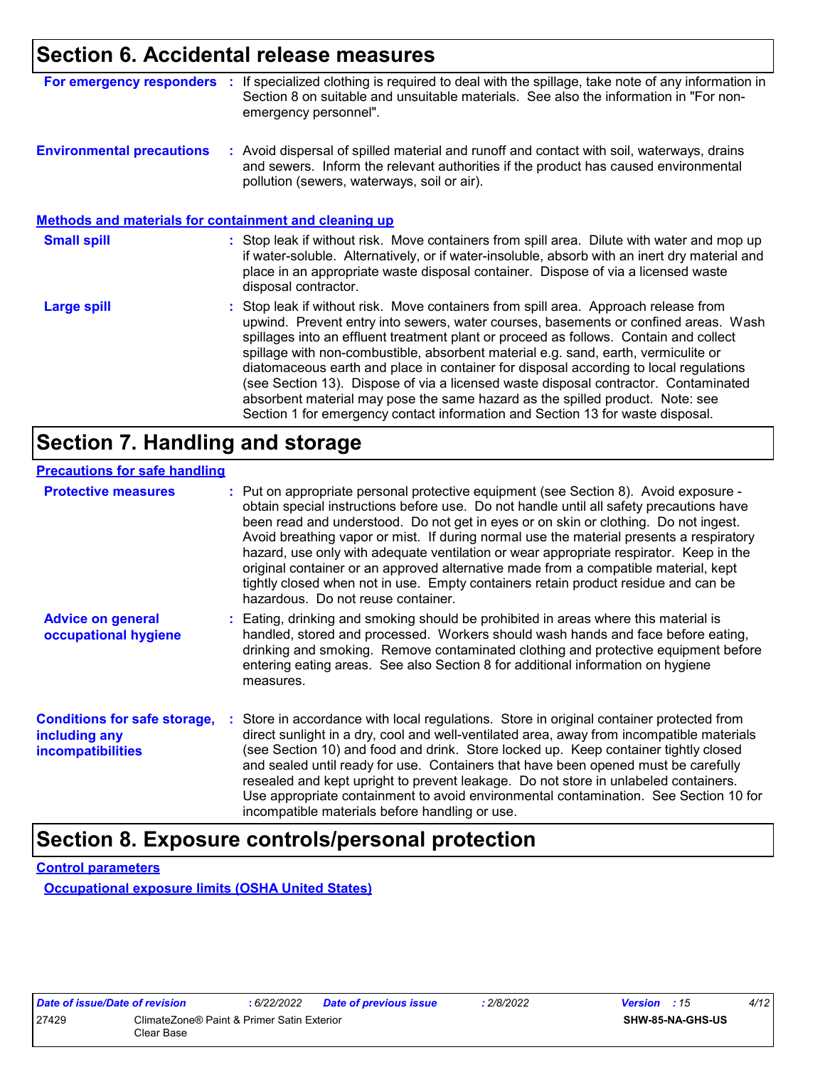## Section 6. Accidental release measures

**For emergency responders** : If specialized clothing is required to deal with the spillage, take note of any information in Section 8 on suitable and unsuitable materials. See also the information in "For non-emergency personnel".

**Environmental precautions** : Avoid dispersal of spilled material and runoff and contact with soil, waterways, drains and sewers. Inform the relevant authorities if the product has caused environmental pollution (sewers, waterways, soil or air).

### Methods and materials for containment and cleaning up

**Small spill** : Stop leak if without risk. Move containers from spill area. Dilute with water and mop up if water-soluble. Alternatively, or if water-insoluble, absorb with an inert dry material and place in an appropriate waste disposal container. Dispose of via a licensed waste disposal contractor.

**Large spill** : Stop leak if without risk. Move containers from spill area. Approach release from upwind. Prevent entry into sewers, water courses, basements or confined areas. Wash spillages into an effluent treatment plant or proceed as follows. Contain and collect spillage with non-combustible, absorbent material e.g. sand, earth, vermiculite or diatomaceous earth and place in container for disposal according to local regulations (see Section 13). Dispose of via a licensed waste disposal contractor. Contaminated absorbent material may pose the same hazard as the spilled product. Note: see Section 1 for emergency contact information and Section 13 for waste disposal.

## Section 7. Handling and storage

### Precautions for safe handling

**Protective measures** : Put on appropriate personal protective equipment (see Section 8). Avoid exposure - obtain special instructions before use. Do not handle until all safety precautions have been read and understood. Do not get in eyes or on skin or clothing. Do not ingest. Avoid breathing vapor or mist. If during normal use the material presents a respiratory hazard, use only with adequate ventilation or wear appropriate respirator. Keep in the original container or an approved alternative made from a compatible material, kept tightly closed when not in use. Empty containers retain product residue and can be hazardous. Do not reuse container.

**Advice on general occupational hygiene** : Eating, drinking and smoking should be prohibited in areas where this material is handled, stored and processed. Workers should wash hands and face before eating, drinking and smoking. Remove contaminated clothing and protective equipment before entering eating areas. See also Section 8 for additional information on hygiene measures.

**Conditions for safe storage, including any incompatibilities** : Store in accordance with local regulations. Store in original container protected from direct sunlight in a dry, cool and well-ventilated area, away from incompatible materials (see Section 10) and food and drink. Store locked up. Keep container tightly closed and sealed until ready for use. Containers that have been opened must be carefully resealed and kept upright to prevent leakage. Do not store in unlabeled containers. Use appropriate containment to avoid environmental contamination. See Section 10 for incompatible materials before handling or use.

## Section 8. Exposure controls/personal protection

### Control parameters

#### Occupational exposure limits (OSHA United States)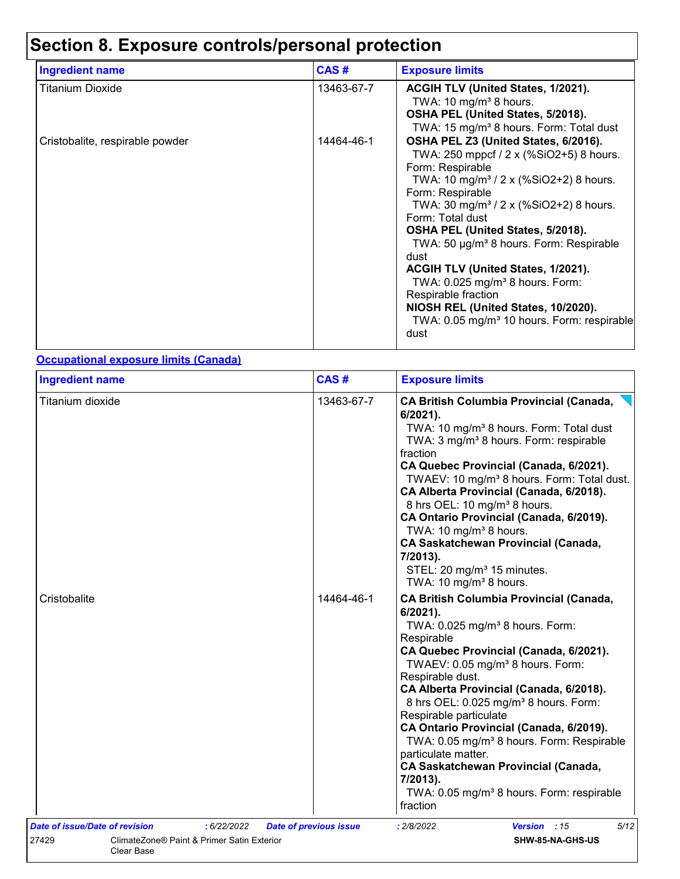# Section 8. Exposure controls/personal protection

| Ingredient name | CAS # | Exposure limits |
|---|---|---|
| Titanium Dioxide | 13463-67-7 | **ACGIH TLV (United States, 1/2021).**<br>TWA: 10 mg/m³ 8 hours.<br>**OSHA PEL (United States, 5/2018).**<br>TWA: 15 mg/m³ 8 hours. Form: Total dust |
| Cristobalite, respirable powder | 14464-46-1 | **OSHA PEL Z3 (United States, 6/2016).**<br>TWA: 250 mppcf / 2 x (%SiO2+5) 8 hours. Form: Respirable<br>TWA: 10 mg/m³ / 2 x (%SiO2+2) 8 hours. Form: Respirable<br>TWA: 30 mg/m³ / 2 x (%SiO2+2) 8 hours. Form: Total dust<br>**OSHA PEL (United States, 5/2018).**<br>TWA: 50 µg/m³ 8 hours. Form: Respirable dust<br>**ACGIH TLV (United States, 1/2021).**<br>TWA: 0.025 mg/m³ 8 hours. Form: Respirable fraction<br>**NIOSH REL (United States, 10/2020).**<br>TWA: 0.05 mg/m³ 10 hours. Form: respirable dust |

**Occupational exposure limits (Canada)**

| Ingredient name | CAS # | Exposure limits |
|---|---|---|
| Titanium dioxide | 13463-67-7 | **CA British Columbia Provincial (Canada, 6/2021).**<br>TWA: 10 mg/m³ 8 hours. Form: Total dust<br>TWA: 3 mg/m³ 8 hours. Form: respirable fraction<br>**CA Quebec Provincial (Canada, 6/2021).**<br>TWAEV: 10 mg/m³ 8 hours. Form: Total dust.<br>**CA Alberta Provincial (Canada, 6/2018).**<br>8 hrs OEL: 10 mg/m³ 8 hours.<br>**CA Ontario Provincial (Canada, 6/2019).**<br>TWA: 10 mg/m³ 8 hours.<br>**CA Saskatchewan Provincial (Canada, 7/2013).**<br>STEL: 20 mg/m³ 15 minutes.<br>TWA: 10 mg/m³ 8 hours. |
| Cristobalite | 14464-46-1 | **CA British Columbia Provincial (Canada, 6/2021).**<br>TWA: 0.025 mg/m³ 8 hours. Form: Respirable<br>**CA Quebec Provincial (Canada, 6/2021).**<br>TWAEV: 0.05 mg/m³ 8 hours. Form: Respirable dust.<br>**CA Alberta Provincial (Canada, 6/2018).**<br>8 hrs OEL: 0.025 mg/m³ 8 hours. Form: Respirable particulate<br>**CA Ontario Provincial (Canada, 6/2019).**<br>TWA: 0.05 mg/m³ 8 hours. Form: Respirable particulate matter.<br>**CA Saskatchewan Provincial (Canada, 7/2013).**<br>TWA: 0.05 mg/m³ 8 hours. Form: respirable fraction |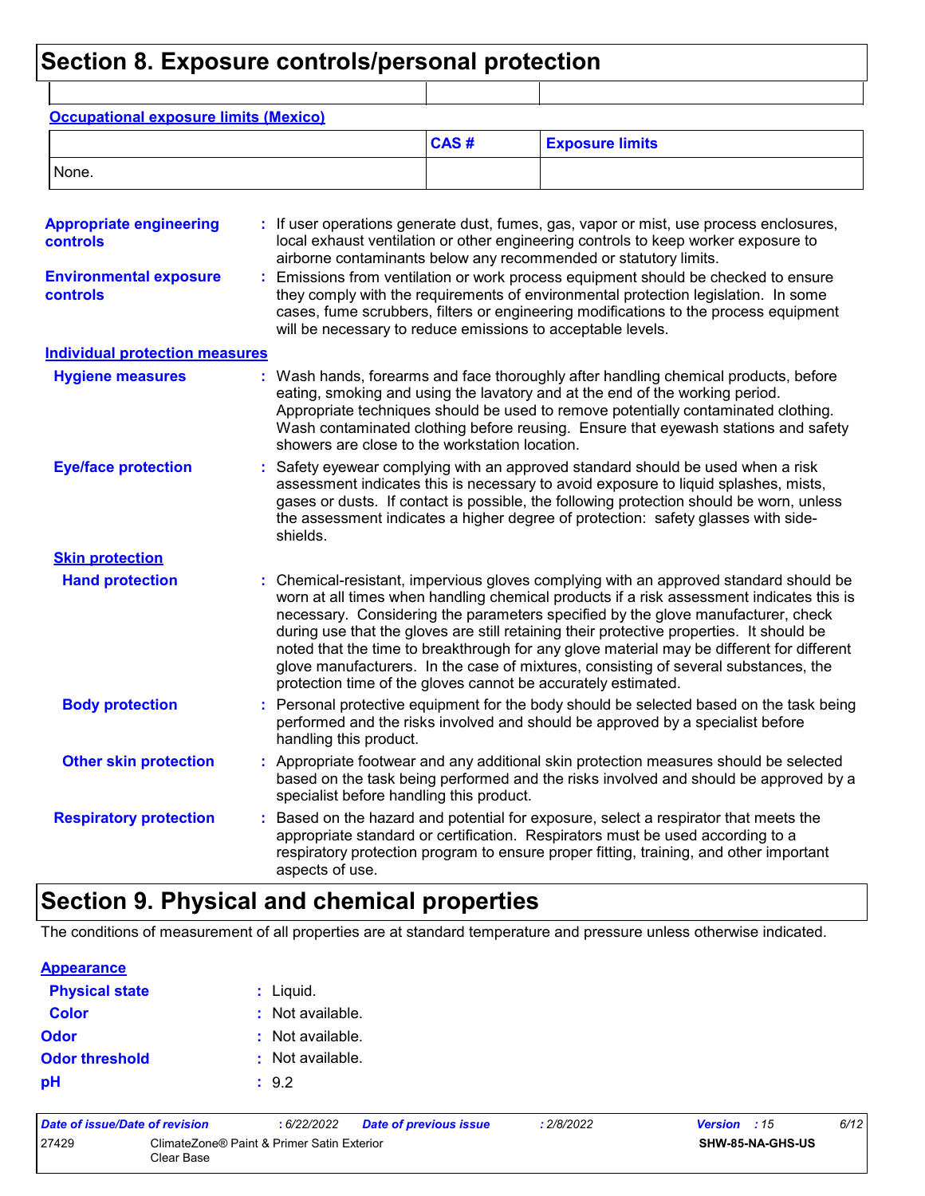# Section 8. Exposure controls/personal protection

| | | |
|---|---|---|

**Occupational exposure limits (Mexico)**

| | CAS # | Exposure limits |
|---|---|---|
| None. | | |

**Appropriate engineering controls** : If user operations generate dust, fumes, gas, vapor or mist, use process enclosures, local exhaust ventilation or other engineering controls to keep worker exposure to airborne contaminants below any recommended or statutory limits.

**Environmental exposure controls** : Emissions from ventilation or work process equipment should be checked to ensure they comply with the requirements of environmental protection legislation. In some cases, fume scrubbers, filters or engineering modifications to the process equipment will be necessary to reduce emissions to acceptable levels.

**Individual protection measures**

**Hygiene measures** : Wash hands, forearms and face thoroughly after handling chemical products, before eating, smoking and using the lavatory and at the end of the working period. Appropriate techniques should be used to remove potentially contaminated clothing. Wash contaminated clothing before reusing. Ensure that eyewash stations and safety showers are close to the workstation location.

**Eye/face protection** : Safety eyewear complying with an approved standard should be used when a risk assessment indicates this is necessary to avoid exposure to liquid splashes, mists, gases or dusts. If contact is possible, the following protection should be worn, unless the assessment indicates a higher degree of protection: safety glasses with side-shields.

**Skin protection**

**Hand protection** : Chemical-resistant, impervious gloves complying with an approved standard should be worn at all times when handling chemical products if a risk assessment indicates this is necessary. Considering the parameters specified by the glove manufacturer, check during use that the gloves are still retaining their protective properties. It should be noted that the time to breakthrough for any glove material may be different for different glove manufacturers. In the case of mixtures, consisting of several substances, the protection time of the gloves cannot be accurately estimated.

**Body protection** : Personal protective equipment for the body should be selected based on the task being performed and the risks involved and should be approved by a specialist before handling this product.

**Other skin protection** : Appropriate footwear and any additional skin protection measures should be selected based on the task being performed and the risks involved and should be approved by a specialist before handling this product.

**Respiratory protection** : Based on the hazard and potential for exposure, select a respirator that meets the appropriate standard or certification. Respirators must be used according to a respiratory protection program to ensure proper fitting, training, and other important aspects of use.

# Section 9. Physical and chemical properties

The conditions of measurement of all properties are at standard temperature and pressure unless otherwise indicated.

**Appearance**

**Physical state** : Liquid.

**Color** : Not available.

**Odor** : Not available.

**Odor threshold** : Not available.

**pH** : 9.2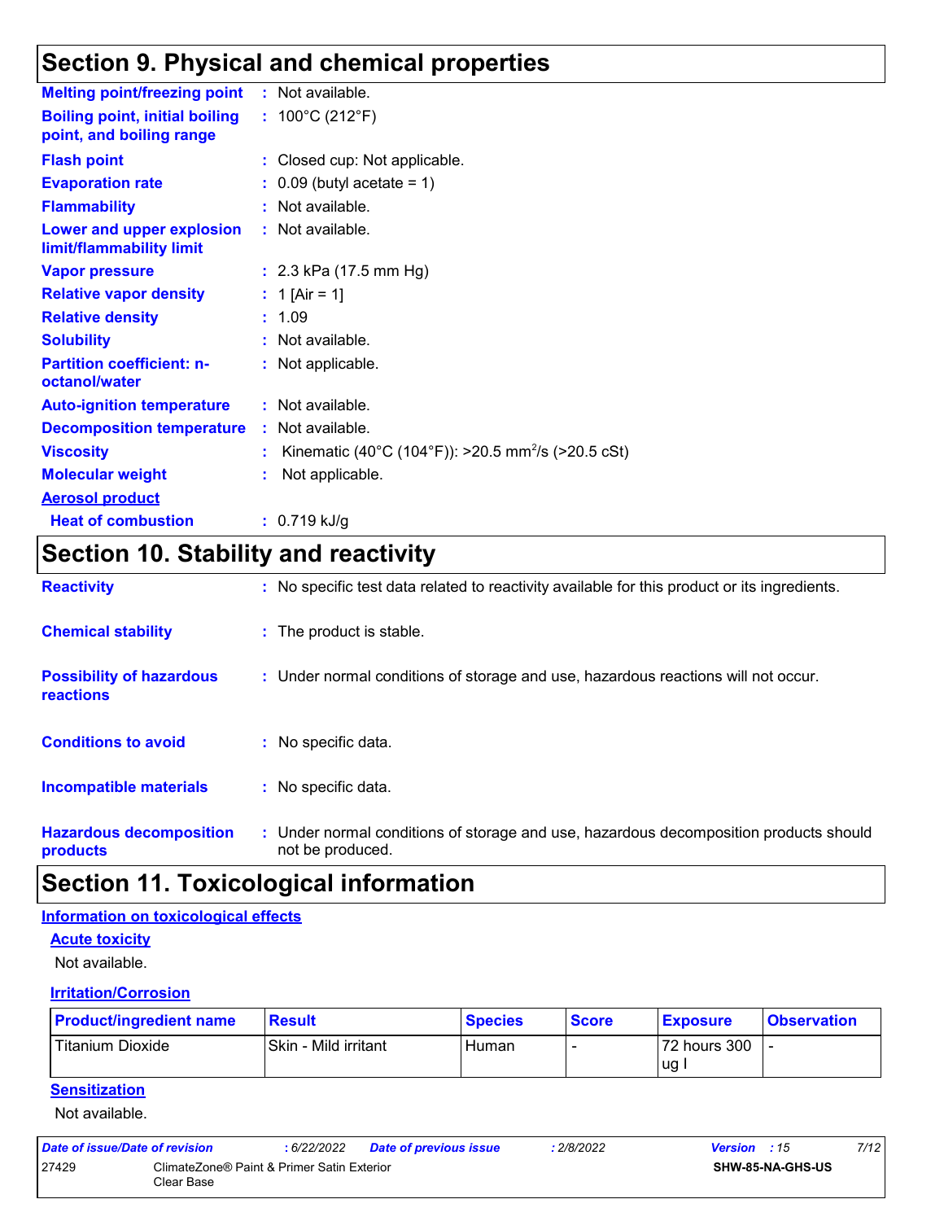## Section 9. Physical and chemical properties

**Melting point/freezing point** : Not available.

**Boiling point, initial boiling point, and boiling range** : 100°C (212°F)

**Flash point** : Closed cup: Not applicable.

**Evaporation rate** : 0.09 (butyl acetate = 1)

**Flammability** : Not available.

**Lower and upper explosion limit/flammability limit** : Not available.

**Vapor pressure** : 2.3 kPa (17.5 mm Hg)

**Relative vapor density** : 1 [Air = 1]

**Relative density** : 1.09

**Solubility** : Not available.

**Partition coefficient: n-octanol/water** : Not applicable.

**Auto-ignition temperature** : Not available.

**Decomposition temperature** : Not available.

**Viscosity** : Kinematic (40°C (104°F)): >20.5 $mm^2/s$ (>20.5 cSt)

**Molecular weight** : Not applicable.

**Aerosol product**

**Heat of combustion** : 0.719 kJ/g

## Section 10. Stability and reactivity

**Reactivity** : No specific test data related to reactivity available for this product or its ingredients.

**Chemical stability** : The product is stable.

**Possibility of hazardous reactions** : Under normal conditions of storage and use, hazardous reactions will not occur.

**Conditions to avoid** : No specific data.

**Incompatible materials** : No specific data.

**Hazardous decomposition products** : Under normal conditions of storage and use, hazardous decomposition products should not be produced.

## Section 11. Toxicological information

### Information on toxicological effects

#### Acute toxicity

Not available.

#### Irritation/Corrosion

| Product/ingredient name | Result | Species | Score | Exposure | Observation |
|---|---|---|---|---|---|
| Titanium Dioxide | Skin - Mild irritant | Human | - | 72 hours 300 ug I | - |

#### Sensitization

Not available.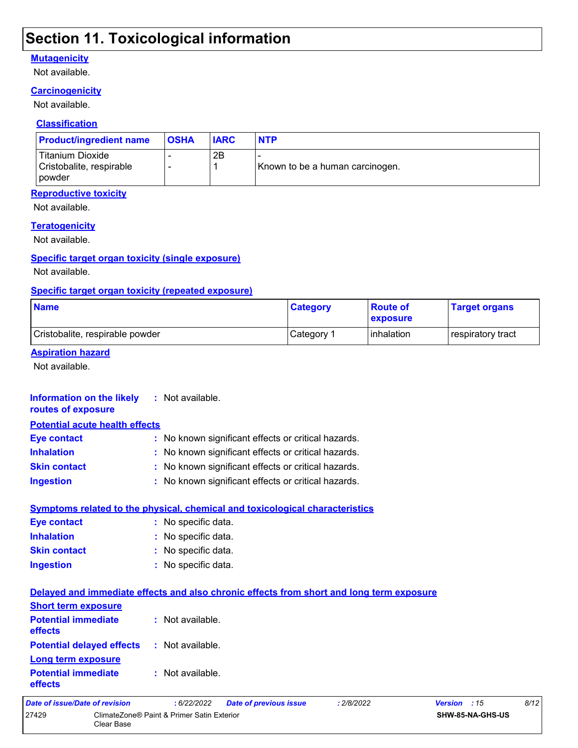## Section 11. Toxicological information

**Mutagenicity**

Not available.

**Carcinogenicity**

Not available.

**Classification**

| Product/ingredient name | OSHA | IARC | NTP |
|---|---|---|---|
| Titanium Dioxide | - | 2B | - |
| Cristobalite, respirable powder | - | 1 | Known to be a human carcinogen. |

**Reproductive toxicity**

Not available.

**Teratogenicity**

Not available.

**Specific target organ toxicity (single exposure)**

Not available.

**Specific target organ toxicity (repeated exposure)**

| Name | Category | Route of exposure | Target organs |
|---|---|---|---|
| Cristobalite, respirable powder | Category 1 | inhalation | respiratory tract |

**Aspiration hazard**

Not available.

**Information on the likely routes of exposure** : Not available.

**Potential acute health effects**

**Eye contact** : No known significant effects or critical hazards.

**Inhalation** : No known significant effects or critical hazards.

**Skin contact** : No known significant effects or critical hazards.

**Ingestion** : No known significant effects or critical hazards.

**Symptoms related to the physical, chemical and toxicological characteristics**

**Eye contact** : No specific data.

**Inhalation** : No specific data.

**Skin contact** : No specific data.

**Ingestion** : No specific data.

**Delayed and immediate effects and also chronic effects from short and long term exposure**

**Short term exposure**

**Potential immediate effects** : Not available.

**Potential delayed effects** : Not available.

**Long term exposure**

**Potential immediate effects** : Not available.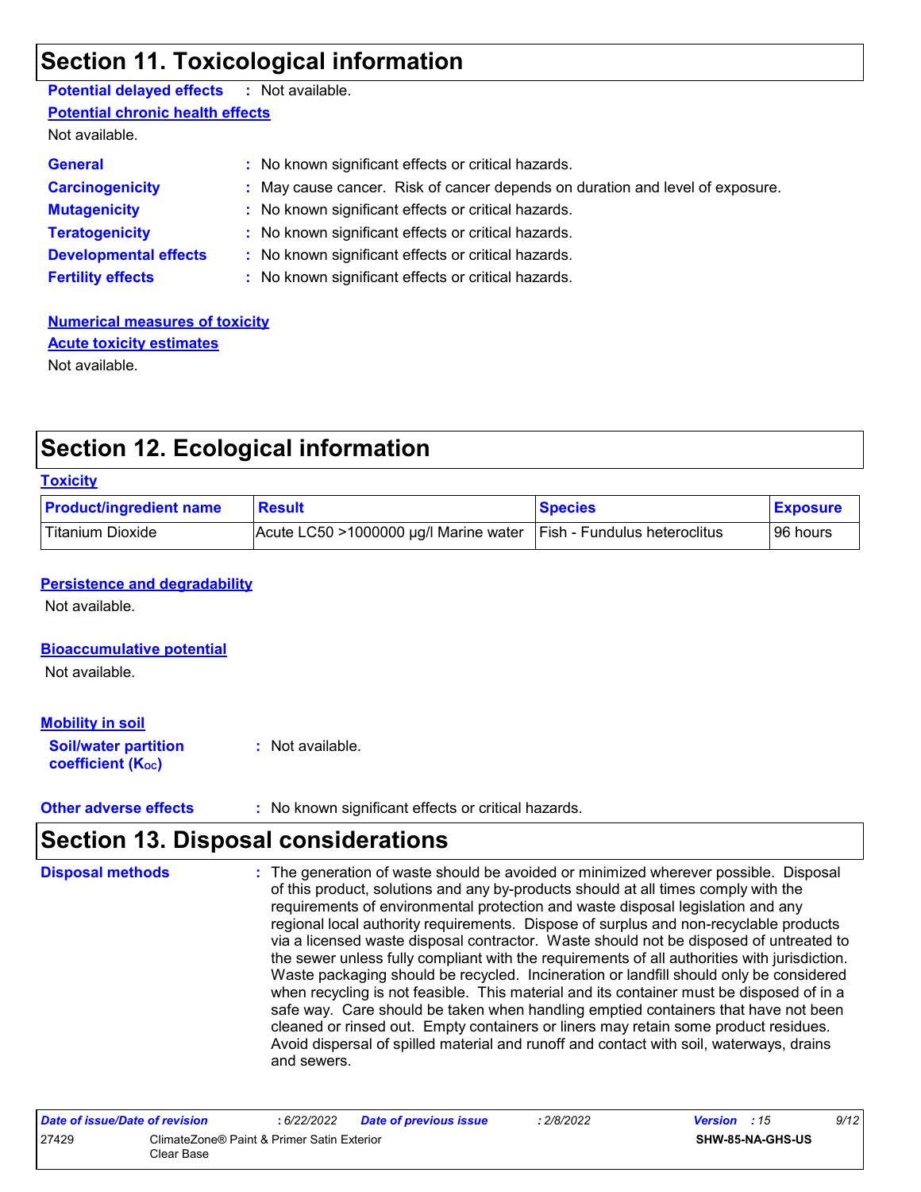## Section 11. Toxicological information

**Potential delayed effects** : Not available.

**Potential chronic health effects**

Not available.

**General** : No known significant effects or critical hazards.

**Carcinogenicity** : May cause cancer. Risk of cancer depends on duration and level of exposure.

**Mutagenicity** : No known significant effects or critical hazards.

**Teratogenicity** : No known significant effects or critical hazards.

**Developmental effects** : No known significant effects or critical hazards.

**Fertility effects** : No known significant effects or critical hazards.

**Numerical measures of toxicity**

**Acute toxicity estimates**

Not available.

## Section 12. Ecological information

**Toxicity**

| Product/ingredient name | Result | Species | Exposure |
|---|---|---|---|
| Titanium Dioxide | Acute LC50 >1000000 µg/l Marine water | Fish - Fundulus heteroclitus | 96 hours |

**Persistence and degradability**

Not available.

**Bioaccumulative potential**

Not available.

**Mobility in soil**

**Soil/water partition coefficient ($K_{OC}$)** : Not available.

**Other adverse effects** : No known significant effects or critical hazards.

## Section 13. Disposal considerations

**Disposal methods** : The generation of waste should be avoided or minimized wherever possible. Disposal of this product, solutions and any by-products should at all times comply with the requirements of environmental protection and waste disposal legislation and any regional local authority requirements. Dispose of surplus and non-recyclable products via a licensed waste disposal contractor. Waste should not be disposed of untreated to the sewer unless fully compliant with the requirements of all authorities with jurisdiction. Waste packaging should be recycled. Incineration or landfill should only be considered when recycling is not feasible. This material and its container must be disposed of in a safe way. Care should be taken when handling emptied containers that have not been cleaned or rinsed out. Empty containers or liners may retain some product residues. Avoid dispersal of spilled material and runoff and contact with soil, waterways, drains and sewers.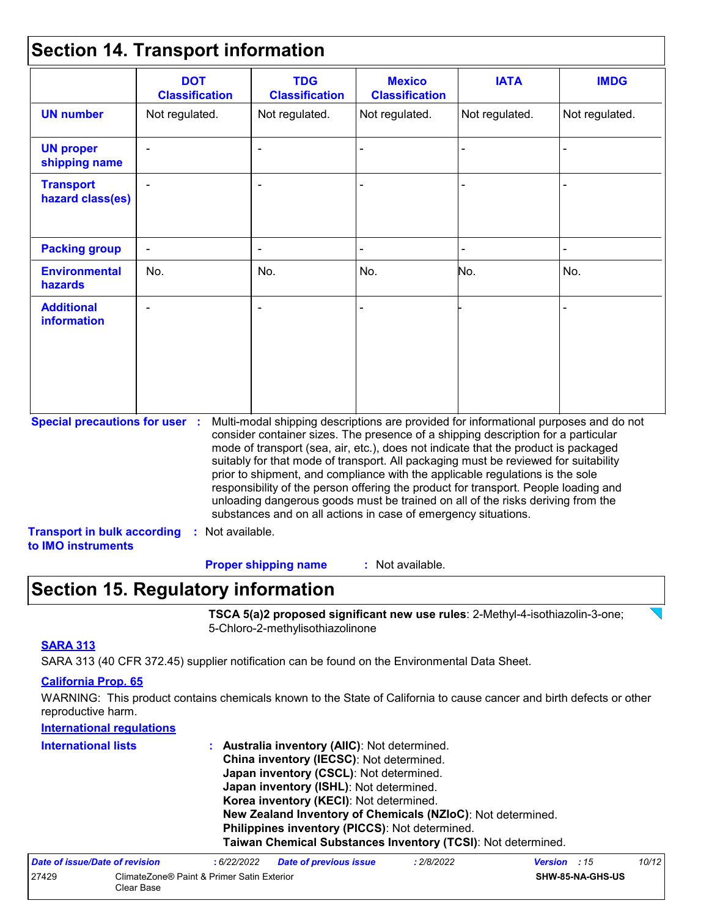## Section 14. Transport information

| | DOT Classification | TDG Classification | Mexico Classification | IATA | IMDG |
|---|---|---|---|---|---|
| **UN number** | Not regulated. | Not regulated. | Not regulated. | Not regulated. | Not regulated. |
| **UN proper shipping name** | - | - | - | - | - |
| **Transport hazard class(es)** | - | - | - | - | - |
| **Packing group** | - | - | - | - | - |
| **Environmental hazards** | No. | No. | No. | No. | No. |
| **Additional information** | - | - | - | - | - |

**Special precautions for user** : Multi-modal shipping descriptions are provided for informational purposes and do not consider container sizes. The presence of a shipping description for a particular mode of transport (sea, air, etc.), does not indicate that the product is packaged suitably for that mode of transport. All packaging must be reviewed for suitability prior to shipment, and compliance with the applicable regulations is the sole responsibility of the person offering the product for transport. People loading and unloading dangerous goods must be trained on all of the risks deriving from the substances and on all actions in case of emergency situations.

**Transport in bulk according to IMO instruments** : Not available.

**Proper shipping name** : Not available.

## Section 15. Regulatory information

**TSCA 5(a)2 proposed significant new use rules**: 2-Methyl-4-isothiazolin-3-one; 5-Chloro-2-methylisothiazolinone

**SARA 313**

SARA 313 (40 CFR 372.45) supplier notification can be found on the Environmental Data Sheet.

**California Prop. 65**

WARNING: This product contains chemicals known to the State of California to cause cancer and birth defects or other reproductive harm.

**International regulations**

**International lists** :
- **Australia inventory (AIIC)**: Not determined.
- **China inventory (IECSC)**: Not determined.
- **Japan inventory (CSCL)**: Not determined.
- **Japan inventory (ISHL)**: Not determined.
- **Korea inventory (KECI)**: Not determined.
- **New Zealand Inventory of Chemicals (NZIoC)**: Not determined.
- **Philippines inventory (PICCS)**: Not determined.
- **Taiwan Chemical Substances Inventory (TCSI)**: Not determined.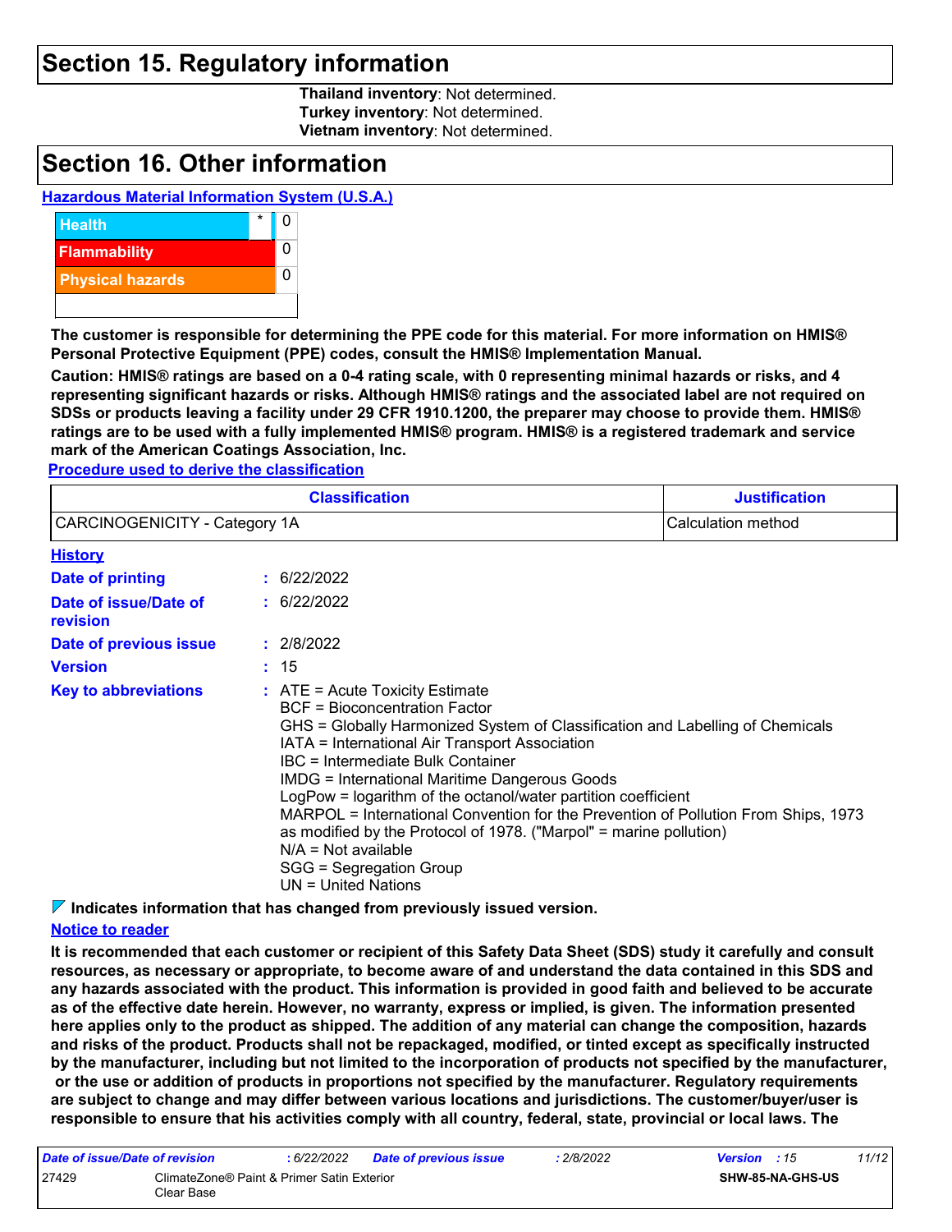## Section 15. Regulatory information

**Thailand inventory**: Not determined.
**Turkey inventory**: Not determined.
**Vietnam inventory**: Not determined.

## Section 16. Other information

**Hazardous Material Information System (U.S.A.)**

| | | |
|---|---|---|
| Health | * | 0 |
| Flammability | | 0 |
| Physical hazards | | 0 |
| | | |

**The customer is responsible for determining the PPE code for this material. For more information on HMIS® Personal Protective Equipment (PPE) codes, consult the HMIS® Implementation Manual.**

**Caution: HMIS® ratings are based on a 0-4 rating scale, with 0 representing minimal hazards or risks, and 4 representing significant hazards or risks. Although HMIS® ratings and the associated label are not required on SDSs or products leaving a facility under 29 CFR 1910.1200, the preparer may choose to provide them. HMIS® ratings are to be used with a fully implemented HMIS® program. HMIS® is a registered trademark and service mark of the American Coatings Association, Inc.**

**Procedure used to derive the classification**

| Classification | Justification |
|---|---|
| CARCINOGENICITY - Category 1A | Calculation method |

**History**

| | |
|---|---|
| **Date of printing** | : 6/22/2022 |
| **Date of issue/Date of revision** | : 6/22/2022 |
| **Date of previous issue** | : 2/8/2022 |
| **Version** | : 15 |
| **Key to abbreviations** | : ATE = Acute Toxicity Estimate<br>BCF = Bioconcentration Factor<br>GHS = Globally Harmonized System of Classification and Labelling of Chemicals<br>IATA = International Air Transport Association<br>IBC = Intermediate Bulk Container<br>IMDG = International Maritime Dangerous Goods<br>LogPow = logarithm of the octanol/water partition coefficient<br>MARPOL = International Convention for the Prevention of Pollution From Ships, 1973 as modified by the Protocol of 1978. ("Marpol" = marine pollution)<br>N/A = Not available<br>SGG = Segregation Group<br>UN = United Nations |

**Indicates information that has changed from previously issued version.**

**Notice to reader**

**It is recommended that each customer or recipient of this Safety Data Sheet (SDS) study it carefully and consult resources, as necessary or appropriate, to become aware of and understand the data contained in this SDS and any hazards associated with the product. This information is provided in good faith and believed to be accurate as of the effective date herein. However, no warranty, express or implied, is given. The information presented here applies only to the product as shipped. The addition of any material can change the composition, hazards and risks of the product. Products shall not be repackaged, modified, or tinted except as specifically instructed by the manufacturer, including but not limited to the incorporation of products not specified by the manufacturer, or the use or addition of products in proportions not specified by the manufacturer. Regulatory requirements are subject to change and may differ between various locations and jurisdictions. The customer/buyer/user is responsible to ensure that his activities comply with all country, federal, state, provincial or local laws. The**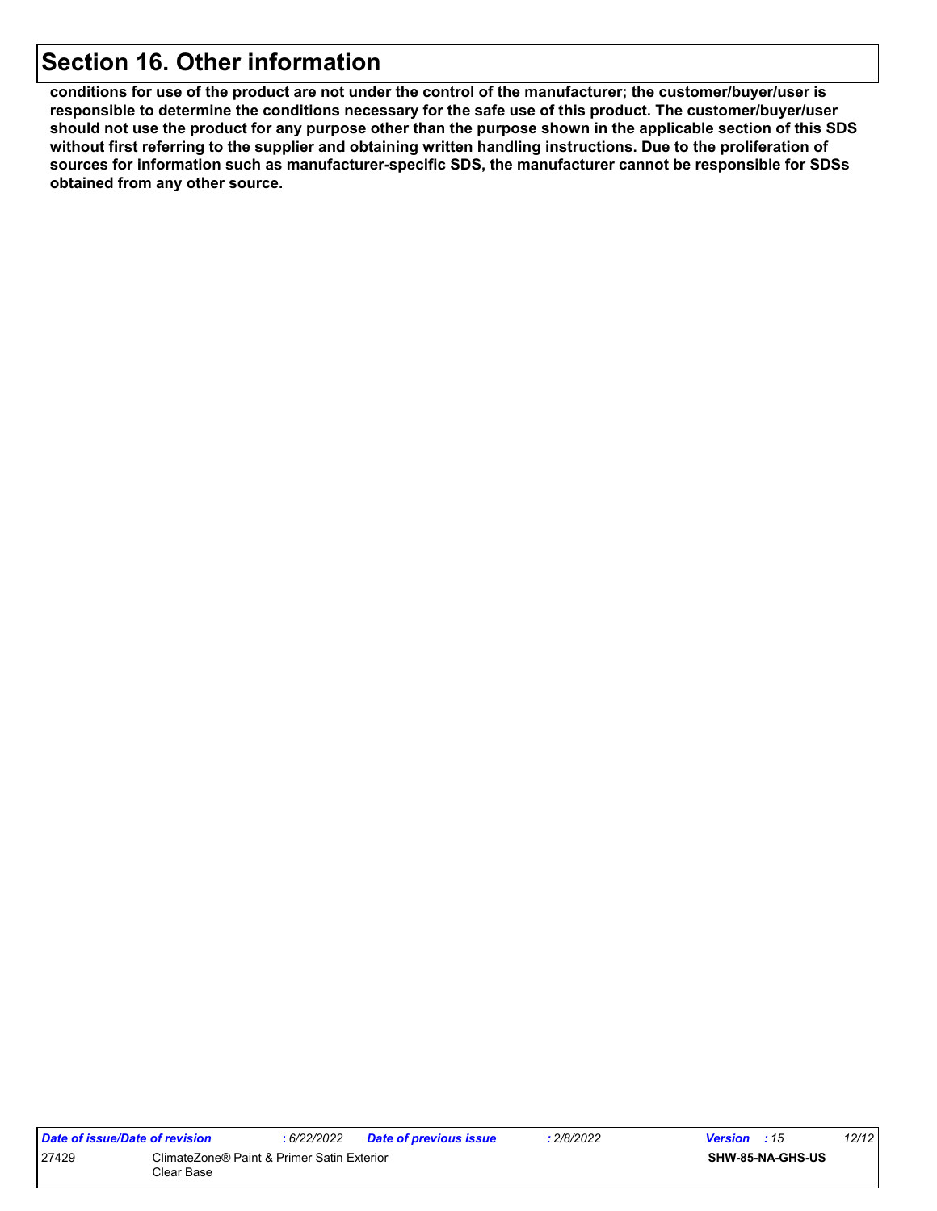## Section 16. Other information

**conditions for use of the product are not under the control of the manufacturer; the customer/buyer/user is responsible to determine the conditions necessary for the safe use of this product. The customer/buyer/user should not use the product for any purpose other than the purpose shown in the applicable section of this SDS without first referring to the supplier and obtaining written handling instructions. Due to the proliferation of sources for information such as manufacturer-specific SDS, the manufacturer cannot be responsible for SDSs obtained from any other source.**